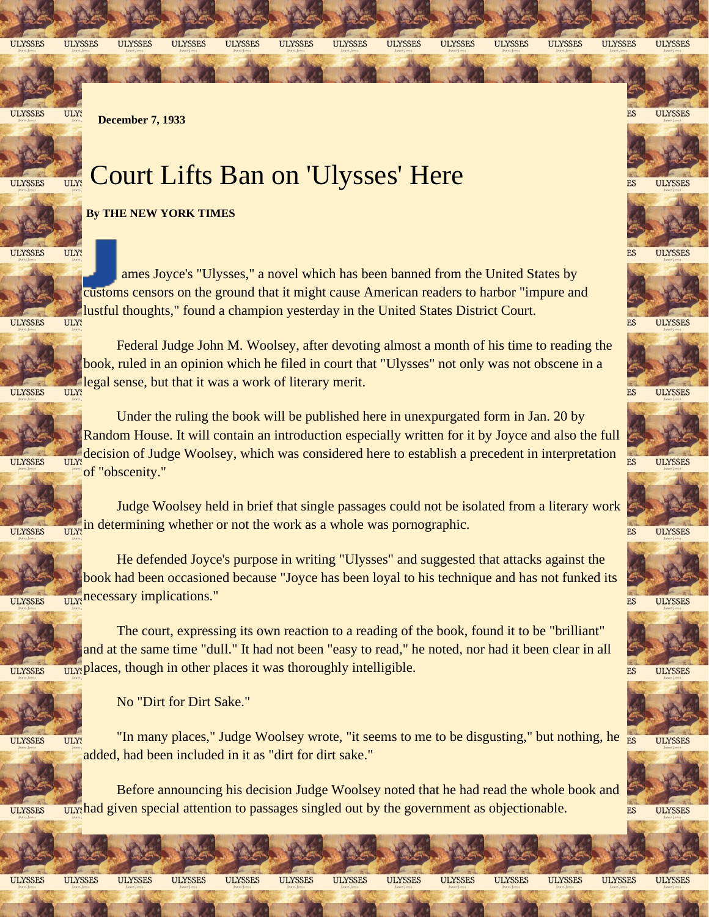**December 7, 1933**

# Court Lifts Ban on 'Ulysses' Here

**By THE NEW YORK TIMES**

James Joyce's "Ulysses," a novel which has been banned from the United States by customs censors on the ground that it might cause American readers to harbor "impure and lustful thoughts," found a champion yesterday in the United States District Court.

Federal Judge John M. Woolsey, after devoting almost a month of his time to reading the book, ruled in an opinion which he filed in court that "Ulysses" not only was not obscene in a legal sense, but that it was a work of literary merit.

Under the ruling the book will be published here in unexpurgated form in Jan. 20 by Random House. It will contain an introduction especially written for it by Joyce and also the full decision of Judge Woolsey, which was considered here to establish a precedent in interpretation of "obscenity."

Judge Woolsey held in brief that single passages could not be isolated from a literary work in determining whether or not the work as a whole was pornographic.

He defended Joyce's purpose in writing "Ulysses" and suggested that attacks against the book had been occasioned because "Joyce has been loyal to his technique and has not funked its necessary implications."

The court, expressing its own reaction to a reading of the book, found it to be "brilliant" and at the same time "dull." It had not been "easy to read," he noted, nor had it been clear in all places, though in other places it was thoroughly intelligible.

No "Dirt for Dirt Sake."

"In many places," Judge Woolsey wrote, "it seems to me to be disgusting," but nothing, he added, had been included in it as "dirt for dirt sake."

Before announcing his decision Judge Woolsey noted that he had read the whole book and had given special attention to passages singled out by the government as objectionable.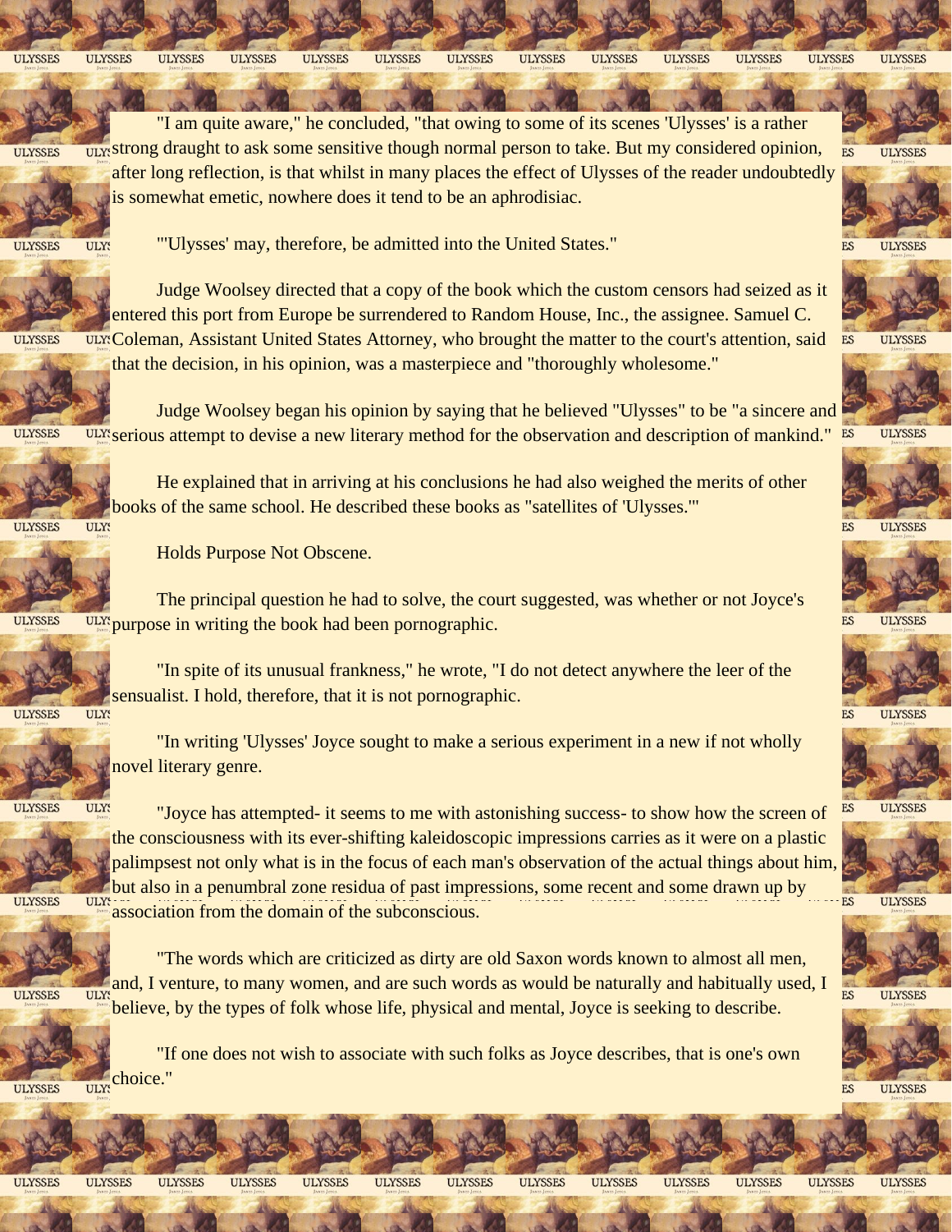"I am quite aware," he concluded, "that owing to some of its scenes 'Ulysses' is a rather strong draught to ask some sensitive though normal person to take. But my considered opinion, after long reflection, is that whilst in many places the effect of Ulysses of the reader undoubtedly is somewhat emetic, nowhere does it tend to be an aphrodisiac.

"'Ulysses' may, therefore, be admitted into the United States."

Judge Woolsey directed that a copy of the book which the custom censors had seized as it entered this port from Europe be surrendered to Random House, Inc., the assignee. Samuel C. Coleman, Assistant United States Attorney, who brought the matter to the court's attention, said that the decision, in his opinion, was a masterpiece and "thoroughly wholesome."

Judge Woolsey began his opinion by saying that he believed "Ulysses" to be "a sincere and serious attempt to devise a new literary method for the observation and description of mankind."

He explained that in arriving at his conclusions he had also weighed the merits of other books of the same school. He described these books as "satellites of 'Ulysses.'"

Holds Purpose Not Obscene.

The principal question he had to solve, the court suggested, was whether or not Joyce's purpose in writing the book had been pornographic.

"In spite of its unusual frankness," he wrote, "I do not detect anywhere the leer of the sensualist. I hold, therefore, that it is not pornographic.

"In writing 'Ulysses' Joyce sought to make a serious experiment in a new if not wholly novel literary genre.

"Joyce has attempted- it seems to me with astonishing success- to show how the screen of the consciousness with its ever-shifting kaleidoscopic impressions carries as it were on a plastic palimpsest not only what is in the focus of each man's observation of the actual things about him, but also in a penumbral zone residua of past impressions, some recent and some drawn up by association from the domain of the subconscious.

"The words which are criticized as dirty are old Saxon words known to almost all men, and, I venture, to many women, and are such words as would be naturally and habitually used, I believe, by the types of folk whose life, physical and mental, Joyce is seeking to describe.

"If one does not wish to associate with such folks as Joyce describes, that is one's own choice."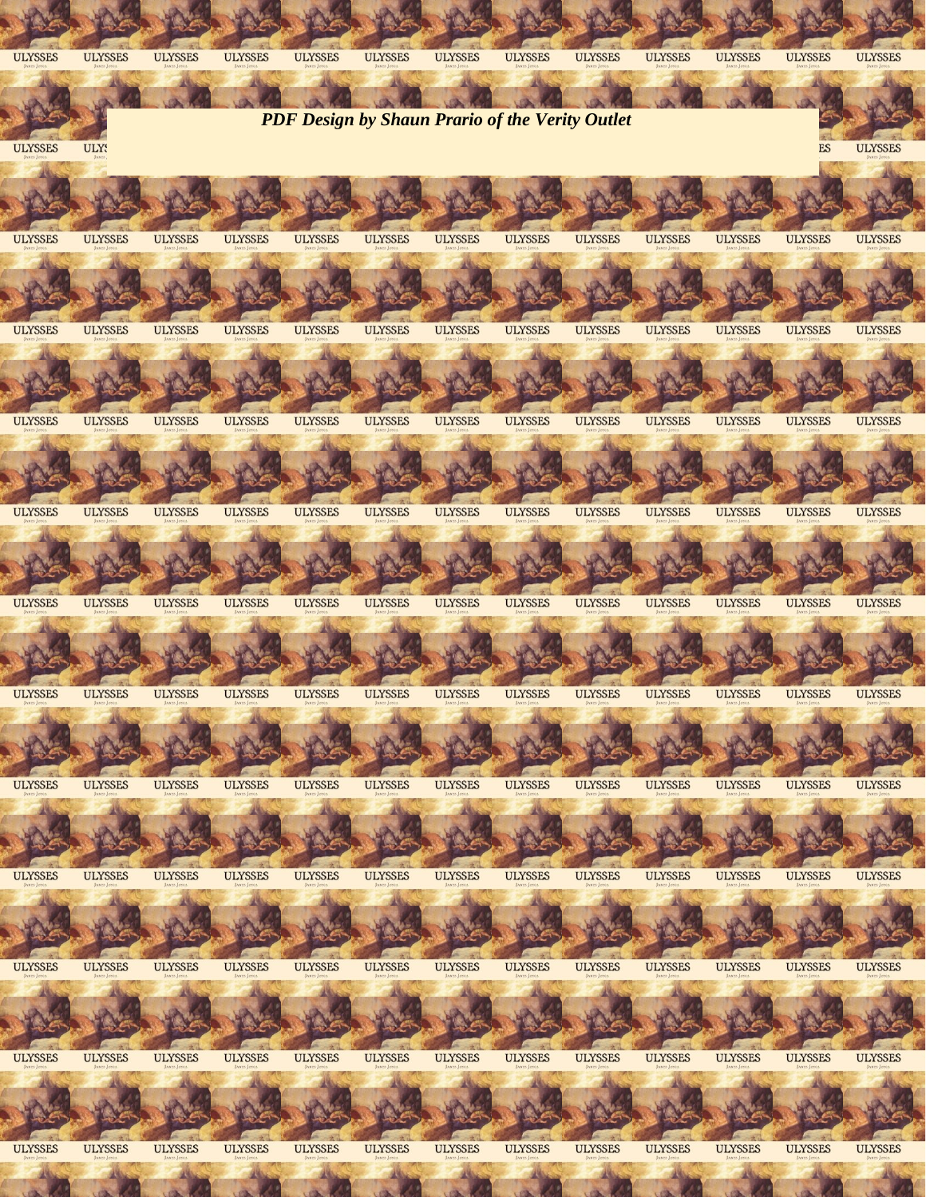*PDF Design by Shaun Prario of the Verity Outlet*